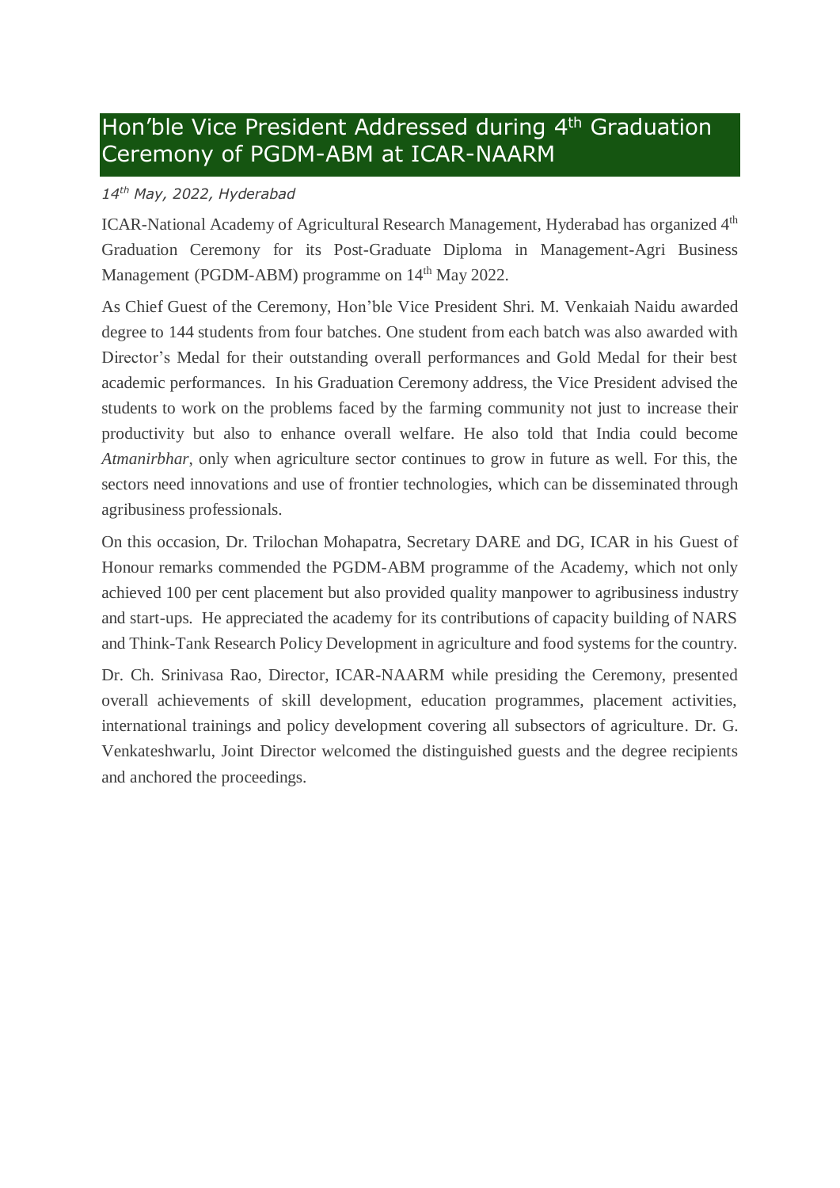# Hon'ble Vice President Addressed during 4th Graduation Ceremony of PGDM-ABM at ICAR-NAARM

*14th May, 2022, Hyderabad*

ICAR-National Academy of Agricultural Research Management, Hyderabad has organized 4th Graduation Ceremony for its Post-Graduate Diploma in Management-Agri Business Management (PGDM-ABM) programme on 14th May 2022.

As Chief Guest of the Ceremony, Hon'ble Vice President Shri. M. Venkaiah Naidu awarded degree to 144 students from four batches. One student from each batch was also awarded with Director's Medal for their outstanding overall performances and Gold Medal for their best academic performances. In his Graduation Ceremony address, the Vice President advised the students to work on the problems faced by the farming community not just to increase their productivity but also to enhance overall welfare. He also told that India could become *Atmanirbhar*, only when agriculture sector continues to grow in future as well. For this, the sectors need innovations and use of frontier technologies, which can be disseminated through agribusiness professionals.

On this occasion, Dr. Trilochan Mohapatra, Secretary DARE and DG, ICAR in his Guest of Honour remarks commended the PGDM-ABM programme of the Academy, which not only achieved 100 per cent placement but also provided quality manpower to agribusiness industry and start-ups. He appreciated the academy for its contributions of capacity building of NARS and Think-Tank Research Policy Development in agriculture and food systems for the country.

Dr. Ch. Srinivasa Rao, Director, ICAR-NAARM while presiding the Ceremony, presented overall achievements of skill development, education programmes, placement activities, international trainings and policy development covering all subsectors of agriculture. Dr. G. Venkateshwarlu, Joint Director welcomed the distinguished guests and the degree recipients and anchored the proceedings.